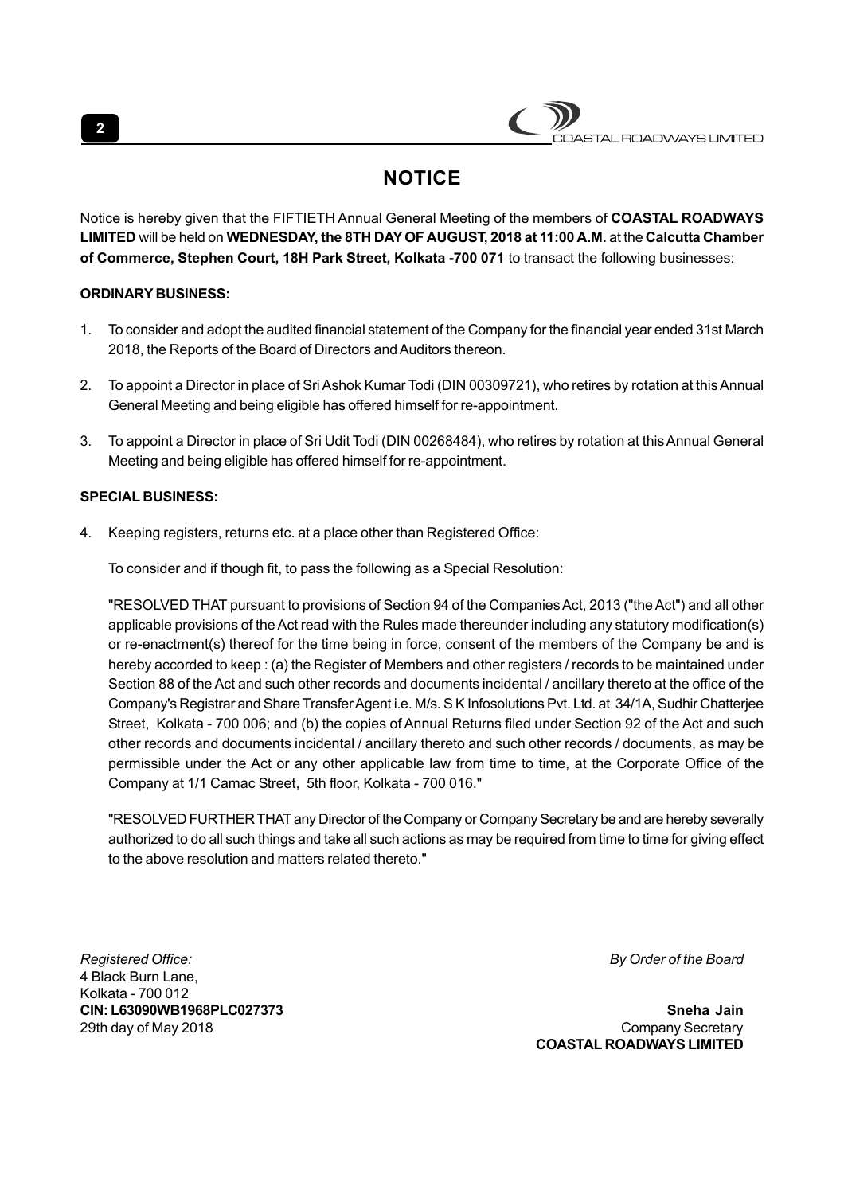# NOTICE

Notice is hereby given that the FIFTIETH Annual General Meeting of the members of **COASTAL ROADWAYS LIMITED** will be held on **WEDNESDAY, the 8TH DAY OF AUGUST, 2018 at 11:00 A.M.** at the **Calcutta Chamber of Commerce, Stephen Court, 18H Park Street, Kolkata -700 071** to transact the following businesses:

**ORDINARY BUSINESS:**

1. To consider and adopt the audited financial statement of the Company for the financial year ended 31st March 2018, the Reports of the Board of Directors and Auditors thereon.

2. To appoint a Director in place of Sri Ashok Kumar Todi (DIN 00309721), who retires by rotation at this Annual General Meeting and being eligible has offered himself for re-appointment.

3. To appoint a Director in place of Sri Udit Todi (DIN 00268484), who retires by rotation at this Annual General Meeting and being eligible has offered himself for re-appointment.

**SPECIAL BUSINESS:**

4. Keeping registers, returns etc. at a place other than Registered Office:

   To consider and if though fit, to pass the following as a Special Resolution:

   "RESOLVED THAT pursuant to provisions of Section 94 of the Companies Act, 2013 ("the Act") and all other applicable provisions of the Act read with the Rules made thereunder including any statutory modification(s) or re-enactment(s) thereof for the time being in force, consent of the members of the Company be and is hereby accorded to keep : (a) the Register of Members and other registers / records to be maintained under Section 88 of the Act and such other records and documents incidental / ancillary thereto at the office of the Company's Registrar and Share Transfer Agent i.e. M/s. S K Infosolutions Pvt. Ltd. at 34/1A, Sudhir Chatterjee Street, Kolkata - 700 006; and (b) the copies of Annual Returns filed under Section 92 of the Act and such other records and documents incidental / ancillary thereto and such other records / documents, as may be permissible under the Act or any other applicable law from time to time, at the Corporate Office of the Company at 1/1 Camac Street, 5th floor, Kolkata - 700 016."

   "RESOLVED FURTHER THAT any Director of the Company or Company Secretary be and are hereby severally authorized to do all such things and take all such actions as may be required from time to time for giving effect to the above resolution and matters related thereto."

*Registered Office:*
4 Black Burn Lane,
Kolkata - 700 012
**CIN: L63090WB1968PLC027373**
29th day of May 2018

*By Order of the Board*

**Sneha Jain**
Company Secretary
**COASTAL ROADWAYS LIMITED**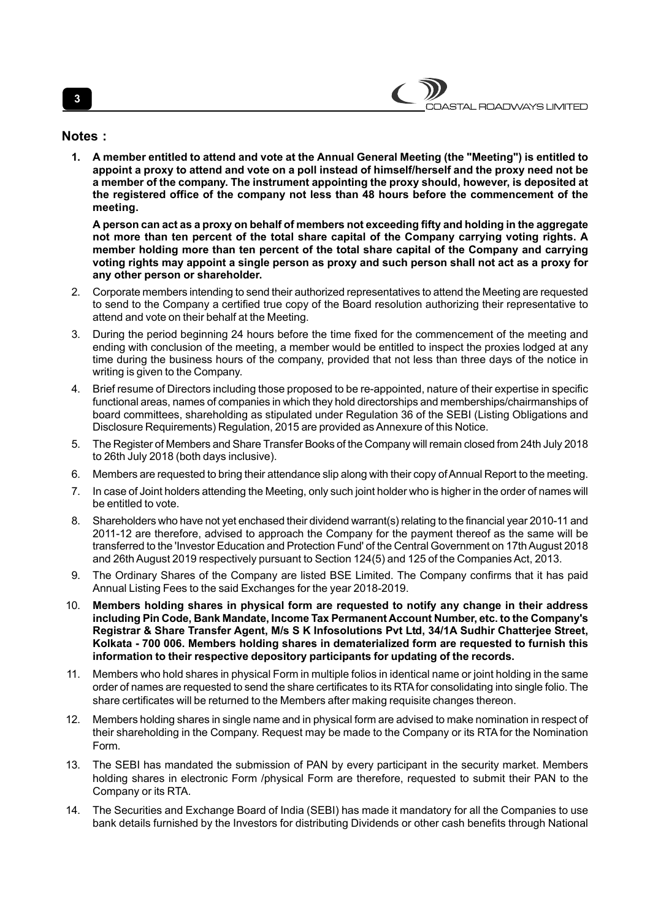## Notes :

1. **A member entitled to attend and vote at the Annual General Meeting (the "Meeting") is entitled to appoint a proxy to attend and vote on a poll instead of himself/herself and the proxy need not be a member of the company. The instrument appointing the proxy should, however, is deposited at the registered office of the company not less than 48 hours before the commencement of the meeting.**

   **A person can act as a proxy on behalf of members not exceeding fifty and holding in the aggregate not more than ten percent of the total share capital of the Company carrying voting rights. A member holding more than ten percent of the total share capital of the Company and carrying voting rights may appoint a single person as proxy and such person shall not act as a proxy for any other person or shareholder.**

2. Corporate members intending to send their authorized representatives to attend the Meeting are requested to send to the Company a certified true copy of the Board resolution authorizing their representative to attend and vote on their behalf at the Meeting.

3. During the period beginning 24 hours before the time fixed for the commencement of the meeting and ending with conclusion of the meeting, a member would be entitled to inspect the proxies lodged at any time during the business hours of the company, provided that not less than three days of the notice in writing is given to the Company.

4. Brief resume of Directors including those proposed to be re-appointed, nature of their expertise in specific functional areas, names of companies in which they hold directorships and memberships/chairmanships of board committees, shareholding as stipulated under Regulation 36 of the SEBI (Listing Obligations and Disclosure Requirements) Regulation, 2015 are provided as Annexure of this Notice.

5. The Register of Members and Share Transfer Books of the Company will remain closed from 24th July 2018 to 26th July 2018 (both days inclusive).

6. Members are requested to bring their attendance slip along with their copy of Annual Report to the meeting.

7. In case of Joint holders attending the Meeting, only such joint holder who is higher in the order of names will be entitled to vote.

8. Shareholders who have not yet enchased their dividend warrant(s) relating to the financial year 2010-11 and 2011-12 are therefore, advised to approach the Company for the payment thereof as the same will be transferred to the 'Investor Education and Protection Fund' of the Central Government on 17th August 2018 and 26th August 2019 respectively pursuant to Section 124(5) and 125 of the Companies Act, 2013.

9. The Ordinary Shares of the Company are listed BSE Limited. The Company confirms that it has paid Annual Listing Fees to the said Exchanges for the year 2018-2019.

10. **Members holding shares in physical form are requested to notify any change in their address including Pin Code, Bank Mandate, Income Tax Permanent Account Number, etc. to the Company's Registrar & Share Transfer Agent, M/s S K Infosolutions Pvt Ltd, 34/1A Sudhir Chatterjee Street, Kolkata - 700 006. Members holding shares in dematerialized form are requested to furnish this information to their respective depository participants for updating of the records.**

11. Members who hold shares in physical Form in multiple folios in identical name or joint holding in the same order of names are requested to send the share certificates to its RTA for consolidating into single folio. The share certificates will be returned to the Members after making requisite changes thereon.

12. Members holding shares in single name and in physical form are advised to make nomination in respect of their shareholding in the Company. Request may be made to the Company or its RTA for the Nomination Form.

13. The SEBI has mandated the submission of PAN by every participant in the security market. Members holding shares in electronic Form /physical Form are therefore, requested to submit their PAN to the Company or its RTA.

14. The Securities and Exchange Board of India (SEBI) has made it mandatory for all the Companies to use bank details furnished by the Investors for distributing Dividends or other cash benefits through National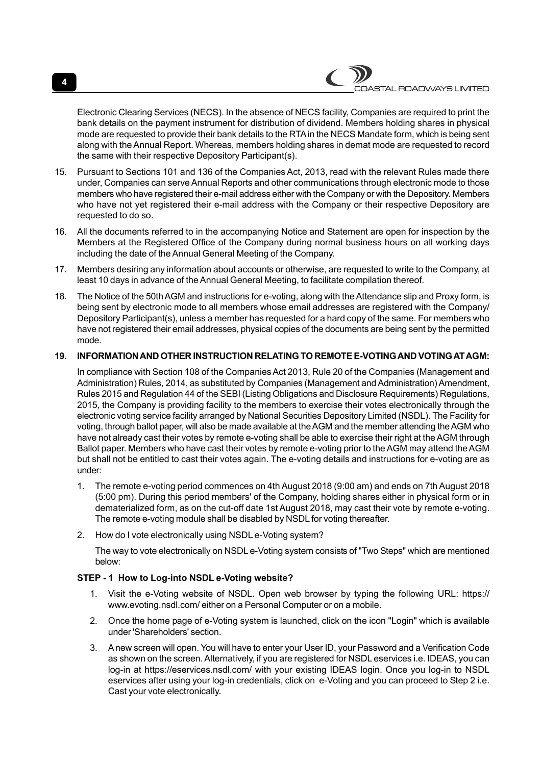Electronic Clearing Services (NECS). In the absence of NECS facility, Companies are required to print the bank details on the payment instrument for distribution of dividend. Members holding shares in physical mode are requested to provide their bank details to the RTA in the NECS Mandate form, which is being sent along with the Annual Report. Whereas, members holding shares in demat mode are requested to record the same with their respective Depository Participant(s).

15. Pursuant to Sections 101 and 136 of the Companies Act, 2013, read with the relevant Rules made there under, Companies can serve Annual Reports and other communications through electronic mode to those members who have registered their e-mail address either with the Company or with the Depository. Members who have not yet registered their e-mail address with the Company or their respective Depository are requested to do so.

16. All the documents referred to in the accompanying Notice and Statement are open for inspection by the Members at the Registered Office of the Company during normal business hours on all working days including the date of the Annual General Meeting of the Company.

17. Members desiring any information about accounts or otherwise, are requested to write to the Company, at least 10 days in advance of the Annual General Meeting, to facilitate compilation thereof.

18. The Notice of the 50th AGM and instructions for e-voting, along with the Attendance slip and Proxy form, is being sent by electronic mode to all members whose email addresses are registered with the Company/ Depository Participant(s), unless a member has requested for a hard copy of the same. For members who have not registered their email addresses, physical copies of the documents are being sent by the permitted mode.

**19. INFORMATION AND OTHER INSTRUCTION RELATING TO REMOTE E-VOTING AND VOTING AT AGM:**

In compliance with Section 108 of the Companies Act 2013, Rule 20 of the Companies (Management and Administration) Rules, 2014, as substituted by Companies (Management and Administration) Amendment, Rules 2015 and Regulation 44 of the SEBI (Listing Obligations and Disclosure Requirements) Regulations, 2015, the Company is providing facility to the members to exercise their votes electronically through the electronic voting service facility arranged by National Securities Depository Limited (NSDL). The Facility for voting, through ballot paper, will also be made available at the AGM and the member attending the AGM who have not already cast their votes by remote e-voting shall be able to exercise their right at the AGM through Ballot paper. Members who have cast their votes by remote e-voting prior to the AGM may attend the AGM but shall not be entitled to cast their votes again. The e-voting details and instructions for e-voting are as under:

1. The remote e-voting period commences on 4th August 2018 (9:00 am) and ends on 7th August 2018 (5:00 pm). During this period members' of the Company, holding shares either in physical form or in dematerialized form, as on the cut-off date 1st August 2018, may cast their vote by remote e-voting. The remote e-voting module shall be disabled by NSDL for voting thereafter.

2. How do I vote electronically using NSDL e-Voting system?

   The way to vote electronically on NSDL e-Voting system consists of "Two Steps" which are mentioned below:

**STEP - 1 How to Log-into NSDL e-Voting website?**

1. Visit the e-Voting website of NSDL. Open web browser by typing the following URL: https://www.evoting.nsdl.com/ either on a Personal Computer or on a mobile.

2. Once the home page of e-Voting system is launched, click on the icon "Login" which is available under 'Shareholders' section.

3. A new screen will open. You will have to enter your User ID, your Password and a Verification Code as shown on the screen. Alternatively, if you are registered for NSDL eservices i.e. IDEAS, you can log-in at https://eservices.nsdl.com/ with your existing IDEAS login. Once you log-in to NSDL eservices after using your log-in credentials, click on e-Voting and you can proceed to Step 2 i.e. Cast your vote electronically.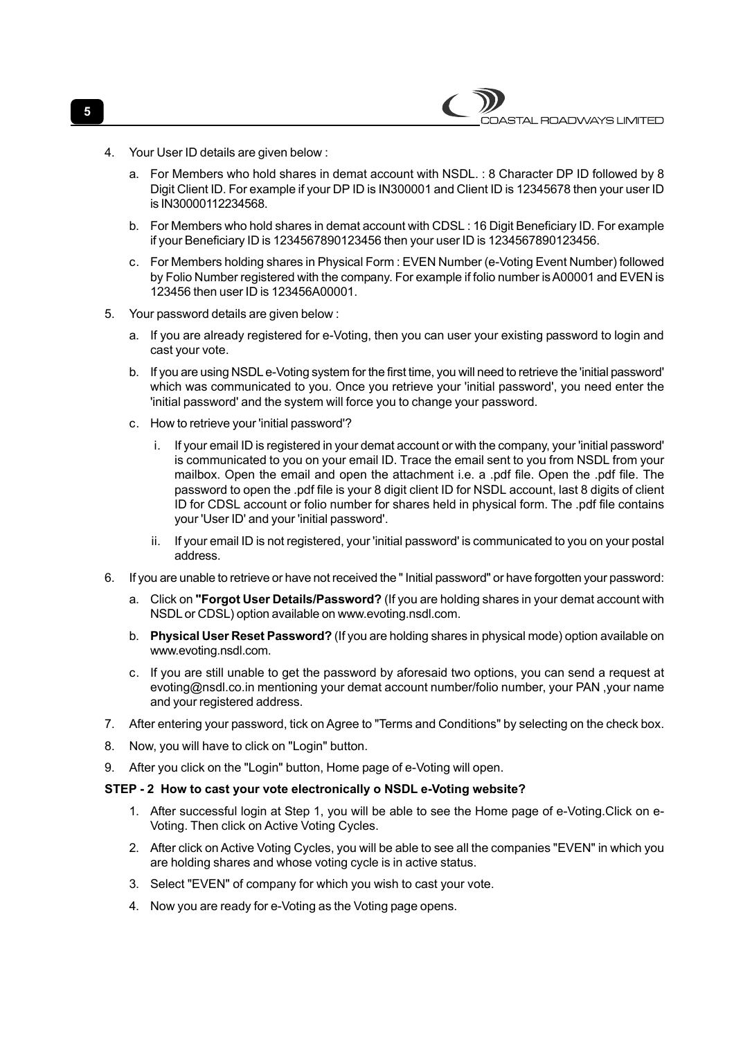4. Your User ID details are given below :

   a. For Members who hold shares in demat account with NSDL. : 8 Character DP ID followed by 8 Digit Client ID. For example if your DP ID is IN300001 and Client ID is 12345678 then your user ID is IN30000112234568.

   b. For Members who hold shares in demat account with CDSL : 16 Digit Beneficiary ID. For example if your Beneficiary ID is 1234567890123456 then your user ID is 1234567890123456.

   c. For Members holding shares in Physical Form : EVEN Number (e-Voting Event Number) followed by Folio Number registered with the company. For example if folio number is A00001 and EVEN is 123456 then user ID is 123456A00001.

5. Your password details are given below :

   a. If you are already registered for e-Voting, then you can user your existing password to login and cast your vote.

   b. If you are using NSDL e-Voting system for the first time, you will need to retrieve the 'initial password' which was communicated to you. Once you retrieve your 'initial password', you need enter the 'initial password' and the system will force you to change your password.

   c. How to retrieve your 'initial password'?

      i. If your email ID is registered in your demat account or with the company, your 'initial password' is communicated to you on your email ID. Trace the email sent to you from NSDL from your mailbox. Open the email and open the attachment i.e. a .pdf file. Open the .pdf file. The password to open the .pdf file is your 8 digit client ID for NSDL account, last 8 digits of client ID for CDSL account or folio number for shares held in physical form. The .pdf file contains your 'User ID' and your 'initial password'.

      ii. If your email ID is not registered, your 'initial password' is communicated to you on your postal address.

6. If you are unable to retrieve or have not received the " Initial password" or have forgotten your password:

   a. Click on **"Forgot User Details/Password?** (If you are holding shares in your demat account with NSDL or CDSL) option available on www.evoting.nsdl.com.

   b. **Physical User Reset Password?** (If you are holding shares in physical mode) option available on www.evoting.nsdl.com.

   c. If you are still unable to get the password by aforesaid two options, you can send a request at evoting@nsdl.co.in mentioning your demat account number/folio number, your PAN ,your name and your registered address.

7. After entering your password, tick on Agree to "Terms and Conditions" by selecting on the check box.

8. Now, you will have to click on "Login" button.

9. After you click on the "Login" button, Home page of e-Voting will open.

**STEP - 2 How to cast your vote electronically o NSDL e-Voting website?**

1. After successful login at Step 1, you will be able to see the Home page of e-Voting.Click on e-Voting. Then click on Active Voting Cycles.

2. After click on Active Voting Cycles, you will be able to see all the companies "EVEN" in which you are holding shares and whose voting cycle is in active status.

3. Select "EVEN" of company for which you wish to cast your vote.

4. Now you are ready for e-Voting as the Voting page opens.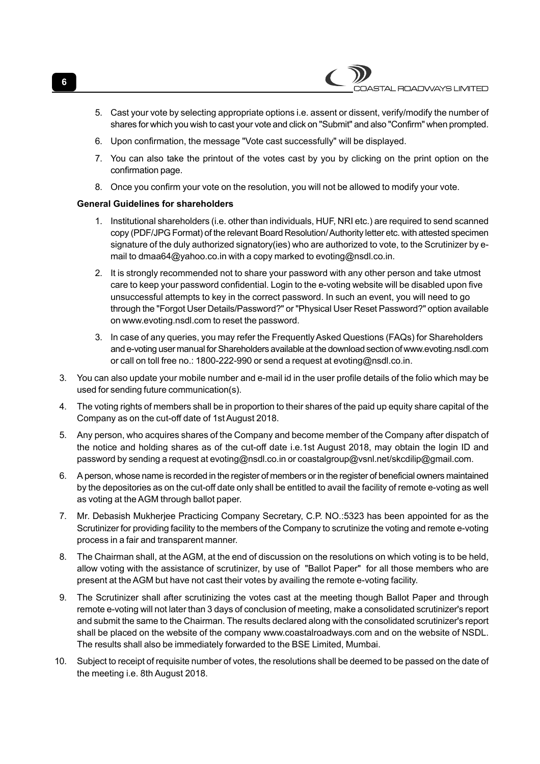5. Cast your vote by selecting appropriate options i.e. assent or dissent, verify/modify the number of shares for which you wish to cast your vote and click on "Submit" and also "Confirm" when prompted.
6. Upon confirmation, the message "Vote cast successfully" will be displayed.
7. You can also take the printout of the votes cast by you by clicking on the print option on the confirmation page.
8. Once you confirm your vote on the resolution, you will not be allowed to modify your vote.

**General Guidelines for shareholders**

1. Institutional shareholders (i.e. other than individuals, HUF, NRI etc.) are required to send scanned copy (PDF/JPG Format) of the relevant Board Resolution/ Authority letter etc. with attested specimen signature of the duly authorized signatory(ies) who are authorized to vote, to the Scrutinizer by e-mail to dmaa64@yahoo.co.in with a copy marked to evoting@nsdl.co.in.
2. It is strongly recommended not to share your password with any other person and take utmost care to keep your password confidential. Login to the e-voting website will be disabled upon five unsuccessful attempts to key in the correct password. In such an event, you will need to go through the "Forgot User Details/Password?" or "Physical User Reset Password?" option available on www.evoting.nsdl.com to reset the password.
3. In case of any queries, you may refer the Frequently Asked Questions (FAQs) for Shareholders and e-voting user manual for Shareholders available at the download section of www.evoting.nsdl.com or call on toll free no.: 1800-222-990 or send a request at evoting@nsdl.co.in.

3. You can also update your mobile number and e-mail id in the user profile details of the folio which may be used for sending future communication(s).
4. The voting rights of members shall be in proportion to their shares of the paid up equity share capital of the Company as on the cut-off date of 1st August 2018.
5. Any person, who acquires shares of the Company and become member of the Company after dispatch of the notice and holding shares as of the cut-off date i.e.1st August 2018, may obtain the login ID and password by sending a request at evoting@nsdl.co.in or coastalgroup@vsnl.net/skcdilip@gmail.com.
6. A person, whose name is recorded in the register of members or in the register of beneficial owners maintained by the depositories as on the cut-off date only shall be entitled to avail the facility of remote e-voting as well as voting at the AGM through ballot paper.
7. Mr. Debasish Mukherjee Practicing Company Secretary, C.P. NO.:5323 has been appointed for as the Scrutinizer for providing facility to the members of the Company to scrutinize the voting and remote e-voting process in a fair and transparent manner.
8. The Chairman shall, at the AGM, at the end of discussion on the resolutions on which voting is to be held, allow voting with the assistance of scrutinizer, by use of "Ballot Paper" for all those members who are present at the AGM but have not cast their votes by availing the remote e-voting facility.
9. The Scrutinizer shall after scrutinizing the votes cast at the meeting though Ballot Paper and through remote e-voting will not later than 3 days of conclusion of meeting, make a consolidated scrutinizer's report and submit the same to the Chairman. The results declared along with the consolidated scrutinizer's report shall be placed on the website of the company www.coastalroadways.com and on the website of NSDL. The results shall also be immediately forwarded to the BSE Limited, Mumbai.
10. Subject to receipt of requisite number of votes, the resolutions shall be deemed to be passed on the date of the meeting i.e. 8th August 2018.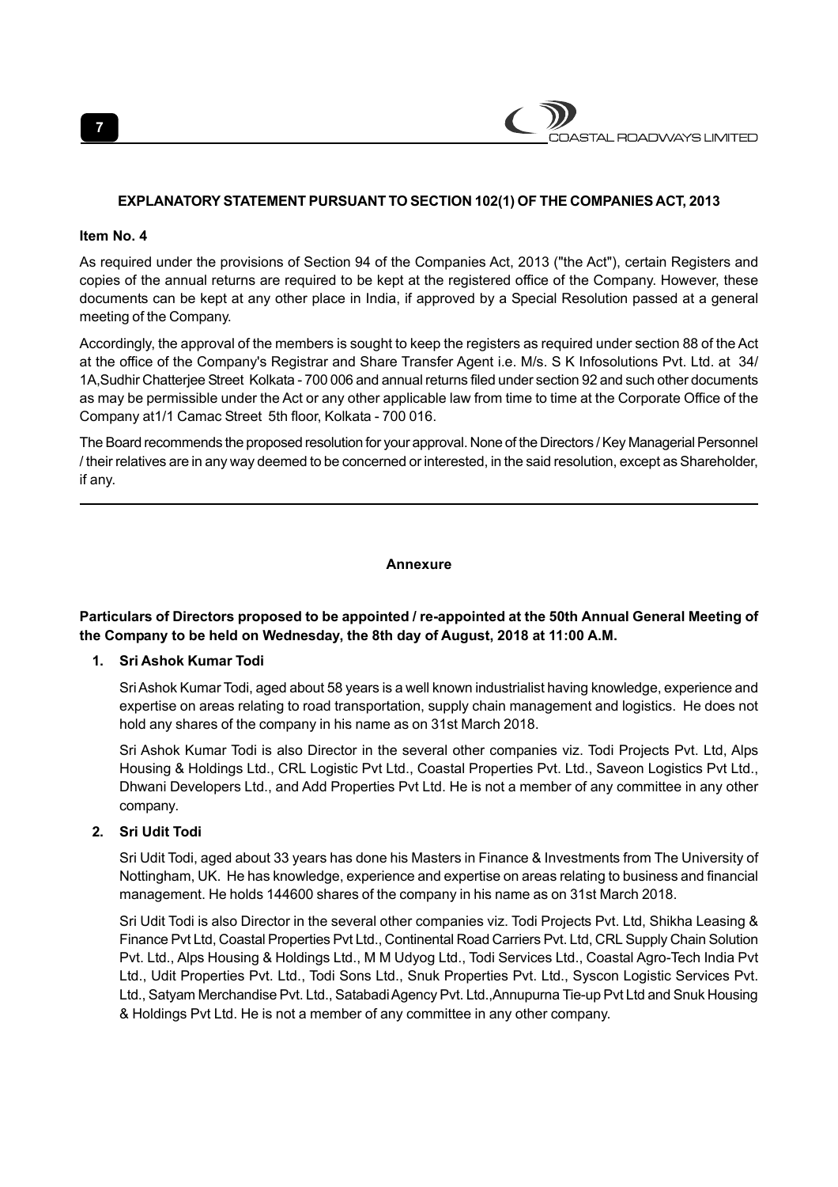## EXPLANATORY STATEMENT PURSUANT TO SECTION 102(1) OF THE COMPANIES ACT, 2013

### Item No. 4

As required under the provisions of Section 94 of the Companies Act, 2013 ("the Act"), certain Registers and copies of the annual returns are required to be kept at the registered office of the Company. However, these documents can be kept at any other place in India, if approved by a Special Resolution passed at a general meeting of the Company.

Accordingly, the approval of the members is sought to keep the registers as required under section 88 of the Act at the office of the Company's Registrar and Share Transfer Agent i.e. M/s. S K Infosolutions Pvt. Ltd. at 34/ 1A,Sudhir Chatterjee Street Kolkata - 700 006 and annual returns filed under section 92 and such other documents as may be permissible under the Act or any other applicable law from time to time at the Corporate Office of the Company at1/1 Camac Street 5th floor, Kolkata - 700 016.

The Board recommends the proposed resolution for your approval. None of the Directors / Key Managerial Personnel / their relatives are in any way deemed to be concerned or interested, in the said resolution, except as Shareholder, if any.

---

## Annexure

**Particulars of Directors proposed to be appointed / re-appointed at the 50th Annual General Meeting of the Company to be held on Wednesday, the 8th day of August, 2018 at 11:00 A.M.**

1. **Sri Ashok Kumar Todi**

   Sri Ashok Kumar Todi, aged about 58 years is a well known industrialist having knowledge, experience and expertise on areas relating to road transportation, supply chain management and logistics. He does not hold any shares of the company in his name as on 31st March 2018.

   Sri Ashok Kumar Todi is also Director in the several other companies viz. Todi Projects Pvt. Ltd, Alps Housing & Holdings Ltd., CRL Logistic Pvt Ltd., Coastal Properties Pvt. Ltd., Saveon Logistics Pvt Ltd., Dhwani Developers Ltd., and Add Properties Pvt Ltd. He is not a member of any committee in any other company.

2. **Sri Udit Todi**

   Sri Udit Todi, aged about 33 years has done his Masters in Finance & Investments from The University of Nottingham, UK. He has knowledge, experience and expertise on areas relating to business and financial management. He holds 144600 shares of the company in his name as on 31st March 2018.

   Sri Udit Todi is also Director in the several other companies viz. Todi Projects Pvt. Ltd, Shikha Leasing & Finance Pvt Ltd, Coastal Properties Pvt Ltd., Continental Road Carriers Pvt. Ltd, CRL Supply Chain Solution Pvt. Ltd., Alps Housing & Holdings Ltd., M M Udyog Ltd., Todi Services Ltd., Coastal Agro-Tech India Pvt Ltd., Udit Properties Pvt. Ltd., Todi Sons Ltd., Snuk Properties Pvt. Ltd., Syscon Logistic Services Pvt. Ltd., Satyam Merchandise Pvt. Ltd., Satabadi Agency Pvt. Ltd.,Annupurna Tie-up Pvt Ltd and Snuk Housing & Holdings Pvt Ltd. He is not a member of any committee in any other company.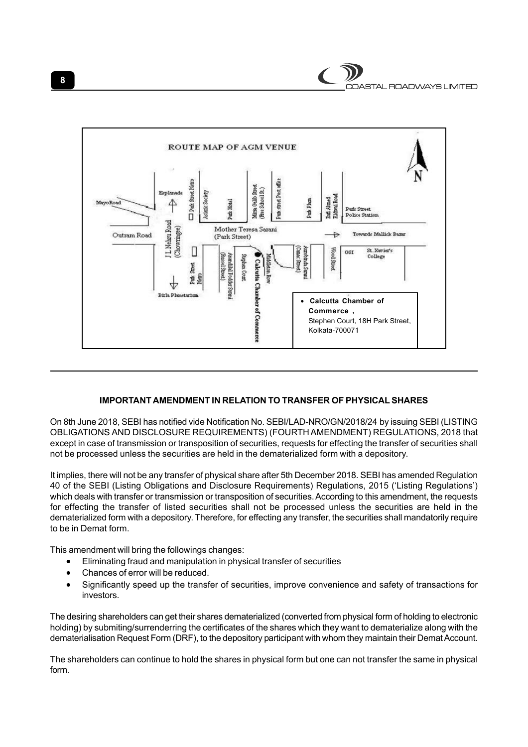ROUTE MAP OF AGM VENUE

Mayo Road
Esplanade
Park Street Metro
Asiatic Society
Park Hotel
Mirza Galib Street (Free School St.)
Park street Post office
Park Plaza
Rafi Ahmed Kidwai Road
Park Street Police Station
Outram Road
J L Nehru Road (Chowringee)
Mother Teresa Sarani (Park Street)
Towards Mallick Bazar
Park Street Metro
Amardilal Poddar Sarani (Russel Street)
Stephen Court
Calcutta Chamber of Commerce
Middleton Row
Aurobindo Sarani (Camac Street)
Wood Street
GSI
St. Xavier's College
Birla Planetarium
N

- **Calcutta Chamber of Commerce ,** Stephen Court, 18H Park Street, Kolkata-700071

### IMPORTANT AMENDMENT IN RELATION TO TRANSFER OF PHYSICAL SHARES

On 8th June 2018, SEBI has notified vide Notification No. SEBI/LAD-NRO/GN/2018/24 by issuing SEBI (LISTING OBLIGATIONS AND DISCLOSURE REQUIREMENTS) (FOURTH AMENDMENT) REGULATIONS, 2018 that except in case of transmission or transposition of securities, requests for effecting the transfer of securities shall not be processed unless the securities are held in the dematerialized form with a depository.

It implies, there will not be any transfer of physical share after 5th December 2018. SEBI has amended Regulation 40 of the SEBI (Listing Obligations and Disclosure Requirements) Regulations, 2015 ('Listing Regulations') which deals with transfer or transmission or transposition of securities. According to this amendment, the requests for effecting the transfer of listed securities shall not be processed unless the securities are held in the dematerialized form with a depository. Therefore, for effecting any transfer, the securities shall mandatorily require to be in Demat form.

This amendment will bring the followings changes:

- Eliminating fraud and manipulation in physical transfer of securities
- Chances of error will be reduced.
- Significantly speed up the transfer of securities, improve convenience and safety of transactions for investors.

The desiring shareholders can get their shares dematerialized (converted from physical form of holding to electronic holding) by submiting/surrenderring the certificates of the shares which they want to dematerialize along with the dematerialisation Request Form (DRF), to the depository participant with whom they maintain their Demat Account.

The shareholders can continue to hold the shares in physical form but one can not transfer the same in physical form.